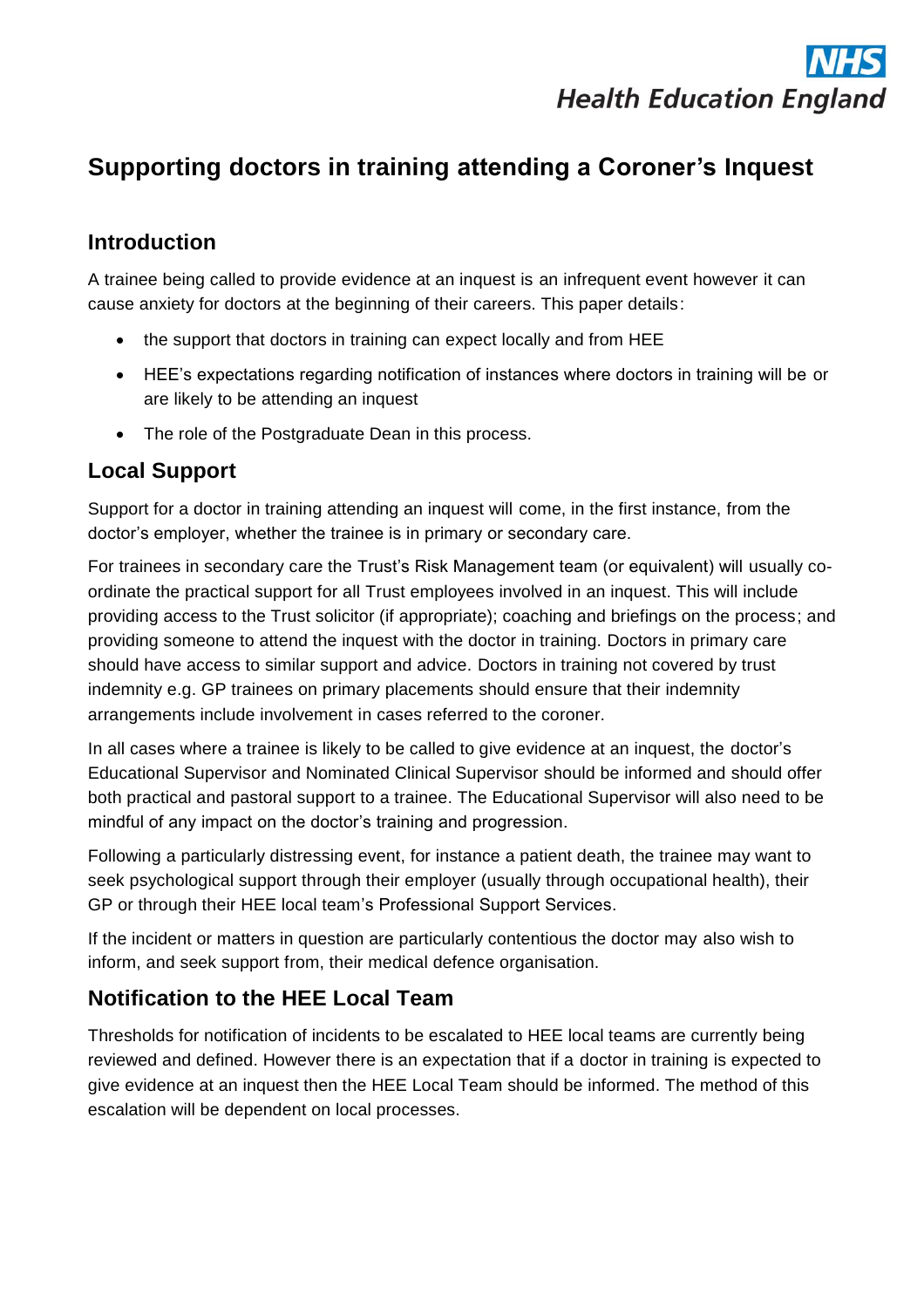# Supporting doctors in training attending a Coroner's Inquest

## Introduction

A trainee being called to provide evidence at an inquest is an infrequent event however it can cause anxiety for doctors at the beginning of their careers. This paper details:

- the support that doctors in training can expect locally and from HEE
- HEE's expectations regarding notification of instances where doctors in training will be or are likely to be attending an inquest
- The role of the Postgraduate Dean in this process.

## Local Support

Support for a doctor in training attending an inquest will come, in the first instance, from the doctor's employer, whether the trainee is in primary or secondary care.

For trainees in secondary care the Trust's Risk Management team (or equivalent) will usually co-ordinate the practical support for all Trust employees involved in an inquest. This will include providing access to the Trust solicitor (if appropriate); coaching and briefings on the process; and providing someone to attend the inquest with the doctor in training. Doctors in primary care should have access to similar support and advice. Doctors in training not covered by trust indemnity e.g. GP trainees on primary placements should ensure that their indemnity arrangements include involvement in cases referred to the coroner.

In all cases where a trainee is likely to be called to give evidence at an inquest, the doctor's Educational Supervisor and Nominated Clinical Supervisor should be informed and should offer both practical and pastoral support to a trainee. The Educational Supervisor will also need to be mindful of any impact on the doctor's training and progression.

Following a particularly distressing event, for instance a patient death, the trainee may want to seek psychological support through their employer (usually through occupational health), their GP or through their HEE local team's Professional Support Services.

If the incident or matters in question are particularly contentious the doctor may also wish to inform, and seek support from, their medical defence organisation.

## Notification to the HEE Local Team

Thresholds for notification of incidents to be escalated to HEE local teams are currently being reviewed and defined. However there is an expectation that if a doctor in training is expected to give evidence at an inquest then the HEE Local Team should be informed. The method of this escalation will be dependent on local processes.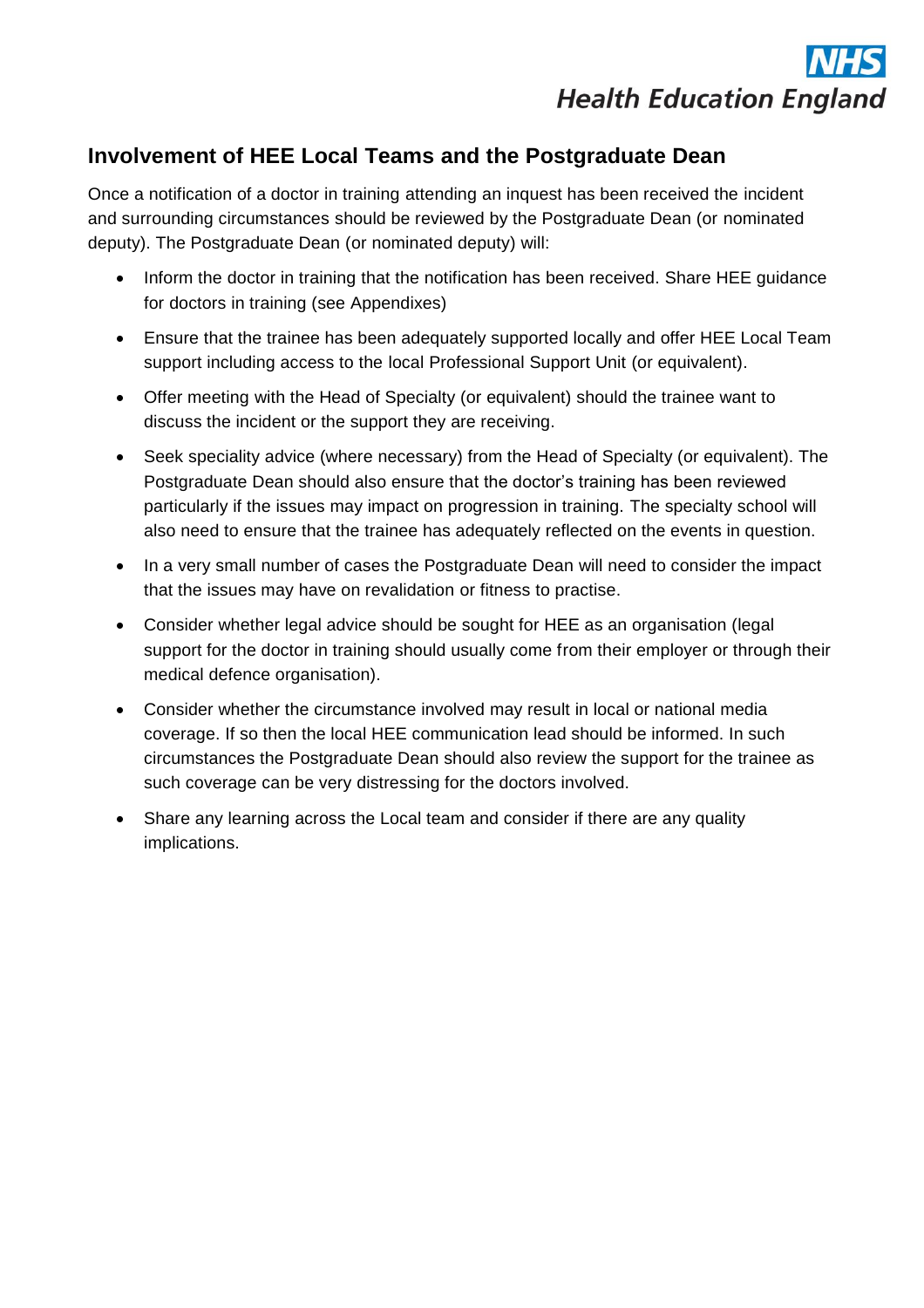## Involvement of HEE Local Teams and the Postgraduate Dean

Once a notification of a doctor in training attending an inquest has been received the incident and surrounding circumstances should be reviewed by the Postgraduate Dean (or nominated deputy). The Postgraduate Dean (or nominated deputy) will:

- Inform the doctor in training that the notification has been received. Share HEE guidance for doctors in training (see Appendixes)
- Ensure that the trainee has been adequately supported locally and offer HEE Local Team support including access to the local Professional Support Unit (or equivalent).
- Offer meeting with the Head of Specialty (or equivalent) should the trainee want to discuss the incident or the support they are receiving.
- Seek speciality advice (where necessary) from the Head of Specialty (or equivalent). The Postgraduate Dean should also ensure that the doctor's training has been reviewed particularly if the issues may impact on progression in training. The specialty school will also need to ensure that the trainee has adequately reflected on the events in question.
- In a very small number of cases the Postgraduate Dean will need to consider the impact that the issues may have on revalidation or fitness to practise.
- Consider whether legal advice should be sought for HEE as an organisation (legal support for the doctor in training should usually come from their employer or through their medical defence organisation).
- Consider whether the circumstance involved may result in local or national media coverage. If so then the local HEE communication lead should be informed. In such circumstances the Postgraduate Dean should also review the support for the trainee as such coverage can be very distressing for the doctors involved.
- Share any learning across the Local team and consider if there are any quality implications.